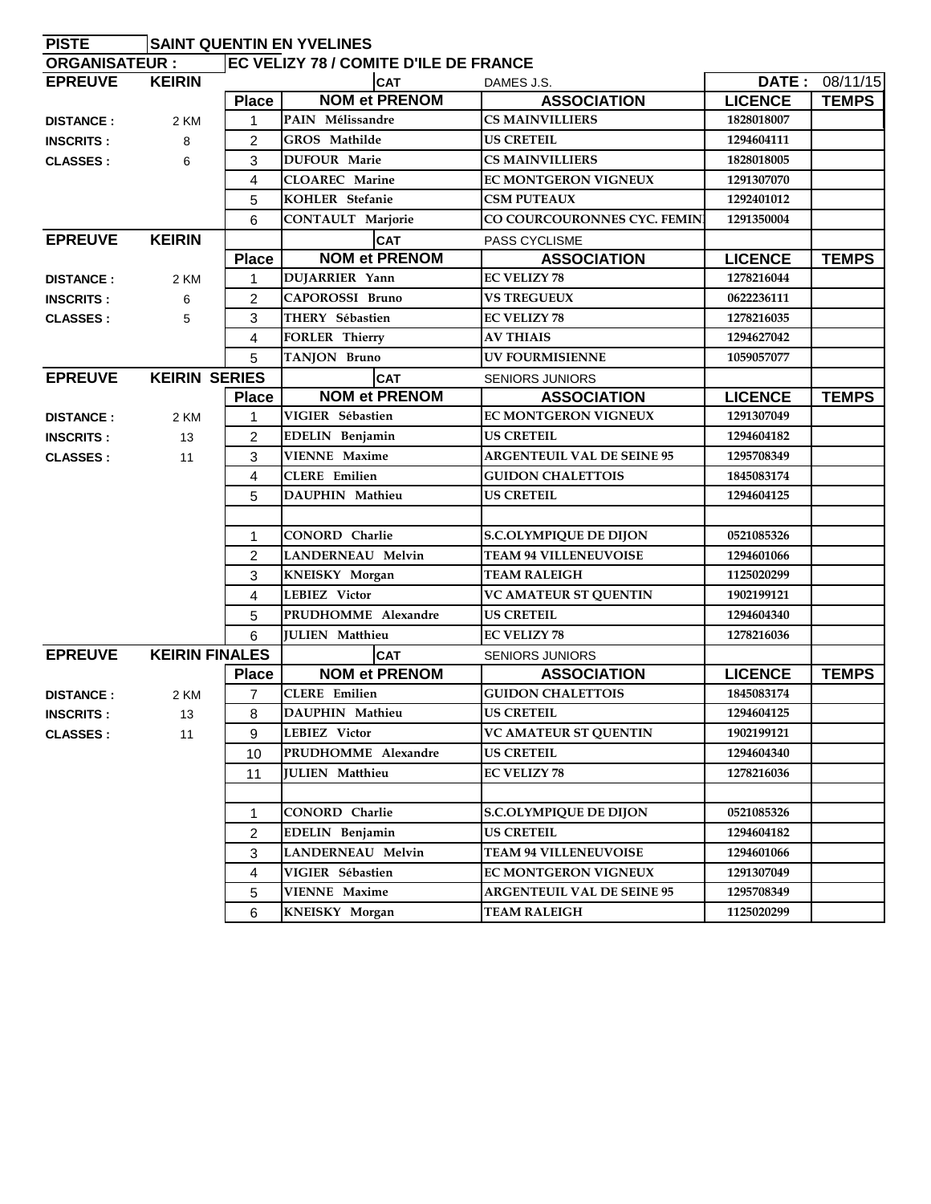**PISTE** SAINT QUENTIN EN YVELINES

**ORGANISATEUR :** EC VELIZY 78 / COMITE D'ILE DE FRANCE

| EPREUVE | KEIRIN | | CAT | DAMES J.S. | DATE : | 08/11/15 |
|---|---|---|---|---|---|---|
| | | **Place** | **NOM et PRENOM** | **ASSOCIATION** | **LICENCE** | **TEMPS** |
| **DISTANCE :** | 2 KM | 1 | PAIN Mélissandre | CS MAINVILLIERS | 1828018007 | |
| **INSCRITS :** | 8 | 2 | GROS Mathilde | US CRETEIL | 1294604111 | |
| **CLASSES :** | 6 | 3 | DUFOUR Marie | CS MAINVILLIERS | 1828018005 | |
| | | 4 | CLOAREC Marine | EC MONTGERON VIGNEUX | 1291307070 | |
| | | 5 | KOHLER Stefanie | CSM PUTEAUX | 1292401012 | |
| | | 6 | CONTAULT Marjorie | CO COURCOURONNES CYC. FEMIN | 1291350004 | |

| EPREUVE | KEIRIN | | CAT | PASS CYCLISME | | |
|---|---|---|---|---|---|---|
| | | **Place** | **NOM et PRENOM** | **ASSOCIATION** | **LICENCE** | **TEMPS** |
| **DISTANCE :** | 2 KM | 1 | DUJARRIER Yann | EC VELIZY 78 | 1278216044 | |
| **INSCRITS :** | 6 | 2 | CAPOROSSI Bruno | VS TREGUEUX | 0622236111 | |
| **CLASSES :** | 5 | 3 | THERY Sébastien | EC VELIZY 78 | 1278216035 | |
| | | 4 | FORLER Thierry | AV THIAIS | 1294627042 | |
| | | 5 | TANJON Bruno | UV FOURMISIENNE | 1059057077 | |

| EPREUVE | KEIRIN SERIES | | CAT | SENIORS JUNIORS | | |
|---|---|---|---|---|---|---|
| | | **Place** | **NOM et PRENOM** | **ASSOCIATION** | **LICENCE** | **TEMPS** |
| **DISTANCE :** | 2 KM | 1 | VIGIER Sébastien | EC MONTGERON VIGNEUX | 1291307049 | |
| **INSCRITS :** | 13 | 2 | EDELIN Benjamin | US CRETEIL | 1294604182 | |
| **CLASSES :** | 11 | 3 | VIENNE Maxime | ARGENTEUIL VAL DE SEINE 95 | 1295708349 | |
| | | 4 | CLERE Emilien | GUIDON CHALETTOIS | 1845083174 | |
| | | 5 | DAUPHIN Mathieu | US CRETEIL | 1294604125 | |
| | | | | | | |
| | | 1 | CONORD Charlie | S.C.OLYMPIQUE DE DIJON | 0521085326 | |
| | | 2 | LANDERNEAU Melvin | TEAM 94 VILLENEUVOISE | 1294601066 | |
| | | 3 | KNEISKY Morgan | TEAM RALEIGH | 1125020299 | |
| | | 4 | LEBIEZ Victor | VC AMATEUR ST QUENTIN | 1902199121 | |
| | | 5 | PRUDHOMME Alexandre | US CRETEIL | 1294604340 | |
| | | 6 | JULIEN Matthieu | EC VELIZY 78 | 1278216036 | |

| EPREUVE | KEIRIN FINALES | | CAT | SENIORS JUNIORS | | |
|---|---|---|---|---|---|---|
| | | **Place** | **NOM et PRENOM** | **ASSOCIATION** | **LICENCE** | **TEMPS** |
| **DISTANCE :** | 2 KM | 7 | CLERE Emilien | GUIDON CHALETTOIS | 1845083174 | |
| **INSCRITS :** | 13 | 8 | DAUPHIN Mathieu | US CRETEIL | 1294604125 | |
| **CLASSES :** | 11 | 9 | LEBIEZ Victor | VC AMATEUR ST QUENTIN | 1902199121 | |
| | | 10 | PRUDHOMME Alexandre | US CRETEIL | 1294604340 | |
| | | 11 | JULIEN Matthieu | EC VELIZY 78 | 1278216036 | |
| | | | | | | |
| | | 1 | CONORD Charlie | S.C.OLYMPIQUE DE DIJON | 0521085326 | |
| | | 2 | EDELIN Benjamin | US CRETEIL | 1294604182 | |
| | | 3 | LANDERNEAU Melvin | TEAM 94 VILLENEUVOISE | 1294601066 | |
| | | 4 | VIGIER Sébastien | EC MONTGERON VIGNEUX | 1291307049 | |
| | | 5 | VIENNE Maxime | ARGENTEUIL VAL DE SEINE 95 | 1295708349 | |
| | | 6 | KNEISKY Morgan | TEAM RALEIGH | 1125020299 | |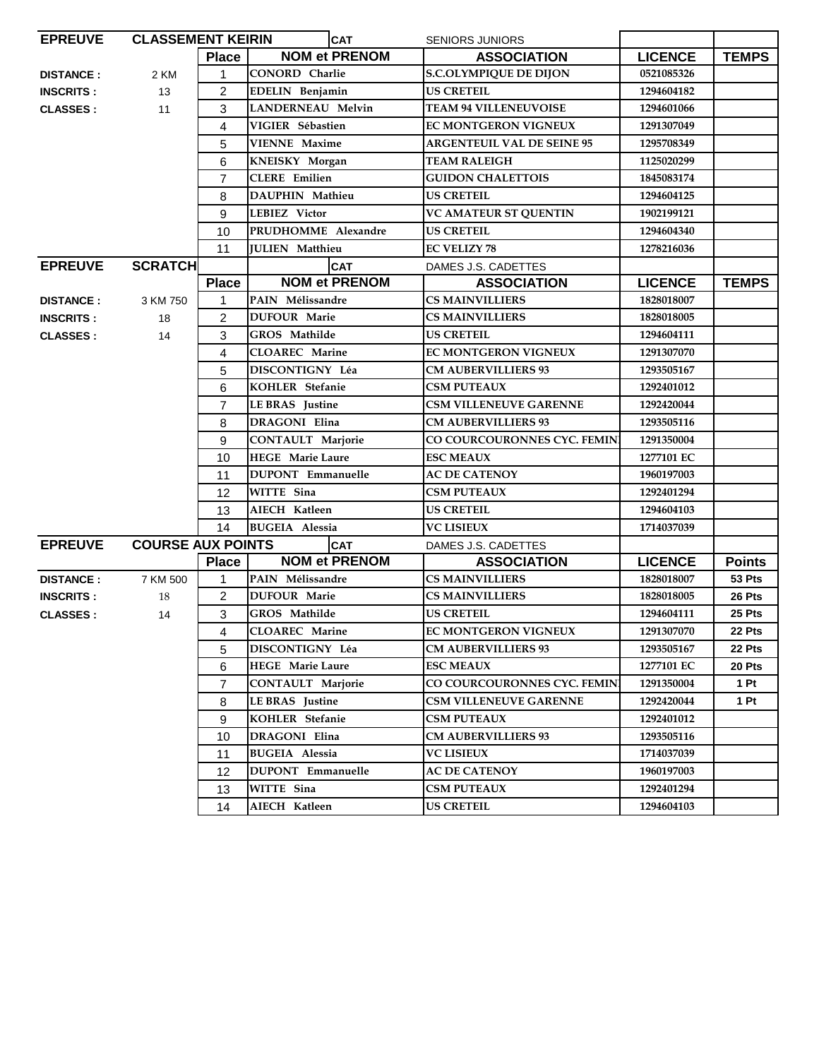| EPREUVE | CLASSEMENT KEIRIN | | CAT | SENIORS JUNIORS | | |
|---|---|---|---|---|---|---|
| | | Place | NOM et PRENOM | ASSOCIATION | LICENCE | TEMPS |
| DISTANCE : | 2 KM | 1 | CONORD Charlie | S.C.OLYMPIQUE DE DIJON | 0521085326 | |
| INSCRITS : | 13 | 2 | EDELIN Benjamin | US CRETEIL | 1294604182 | |
| CLASSES : | 11 | 3 | LANDERNEAU Melvin | TEAM 94 VILLENEUVOISE | 1294601066 | |
| | | 4 | VIGIER Sébastien | EC MONTGERON VIGNEUX | 1291307049 | |
| | | 5 | VIENNE Maxime | ARGENTEUIL VAL DE SEINE 95 | 1295708349 | |
| | | 6 | KNEISKY Morgan | TEAM RALEIGH | 1125020299 | |
| | | 7 | CLERE Emilien | GUIDON CHALETTOIS | 1845083174 | |
| | | 8 | DAUPHIN Mathieu | US CRETEIL | 1294604125 | |
| | | 9 | LEBIEZ Victor | VC AMATEUR ST QUENTIN | 1902199121 | |
| | | 10 | PRUDHOMME Alexandre | US CRETEIL | 1294604340 | |
| | | 11 | JULIEN Matthieu | EC VELIZY 78 | 1278216036 | |

| EPREUVE | SCRATCH | | CAT | DAMES J.S. CADETTES | | |
|---|---|---|---|---|---|---|
| | | Place | NOM et PRENOM | ASSOCIATION | LICENCE | TEMPS |
| DISTANCE : | 3 KM 750 | 1 | PAIN Mélissandre | CS MAINVILLIERS | 1828018007 | |
| INSCRITS : | 18 | 2 | DUFOUR Marie | CS MAINVILLIERS | 1828018005 | |
| CLASSES : | 14 | 3 | GROS Mathilde | US CRETEIL | 1294604111 | |
| | | 4 | CLOAREC Marine | EC MONTGERON VIGNEUX | 1291307070 | |
| | | 5 | DISCONTIGNY Léa | CM AUBERVILLIERS 93 | 1293505167 | |
| | | 6 | KOHLER Stefanie | CSM PUTEAUX | 1292401012 | |
| | | 7 | LE BRAS Justine | CSM VILLENEUVE GARENNE | 1292420044 | |
| | | 8 | DRAGONI Elina | CM AUBERVILLIERS 93 | 1293505116 | |
| | | 9 | CONTAULT Marjorie | CO COURCOURONNES CYC. FEMIN | 1291350004 | |
| | | 10 | HEGE Marie Laure | ESC MEAUX | 1277101 EC | |
| | | 11 | DUPONT Emmanuelle | AC DE CATENOY | 1960197003 | |
| | | 12 | WITTE Sina | CSM PUTEAUX | 1292401294 | |
| | | 13 | AIECH Katleen | US CRETEIL | 1294604103 | |
| | | 14 | BUGEIA Alessia | VC LISIEUX | 1714037039 | |

| EPREUVE | COURSE AUX POINTS | | CAT | DAMES J.S. CADETTES | | |
|---|---|---|---|---|---|---|
| | | Place | NOM et PRENOM | ASSOCIATION | LICENCE | Points |
| DISTANCE : | 7 KM 500 | 1 | PAIN Mélissandre | CS MAINVILLIERS | 1828018007 | 53 Pts |
| INSCRITS : | 18 | 2 | DUFOUR Marie | CS MAINVILLIERS | 1828018005 | 26 Pts |
| CLASSES : | 14 | 3 | GROS Mathilde | US CRETEIL | 1294604111 | 25 Pts |
| | | 4 | CLOAREC Marine | EC MONTGERON VIGNEUX | 1291307070 | 22 Pts |
| | | 5 | DISCONTIGNY Léa | CM AUBERVILLIERS 93 | 1293505167 | 22 Pts |
| | | 6 | HEGE Marie Laure | ESC MEAUX | 1277101 EC | 20 Pts |
| | | 7 | CONTAULT Marjorie | CO COURCOURONNES CYC. FEMIN | 1291350004 | 1 Pt |
| | | 8 | LE BRAS Justine | CSM VILLENEUVE GARENNE | 1292420044 | 1 Pt |
| | | 9 | KOHLER Stefanie | CSM PUTEAUX | 1292401012 | |
| | | 10 | DRAGONI Elina | CM AUBERVILLIERS 93 | 1293505116 | |
| | | 11 | BUGEIA Alessia | VC LISIEUX | 1714037039 | |
| | | 12 | DUPONT Emmanuelle | AC DE CATENOY | 1960197003 | |
| | | 13 | WITTE Sina | CSM PUTEAUX | 1292401294 | |
| | | 14 | AIECH Katleen | US CRETEIL | 1294604103 | |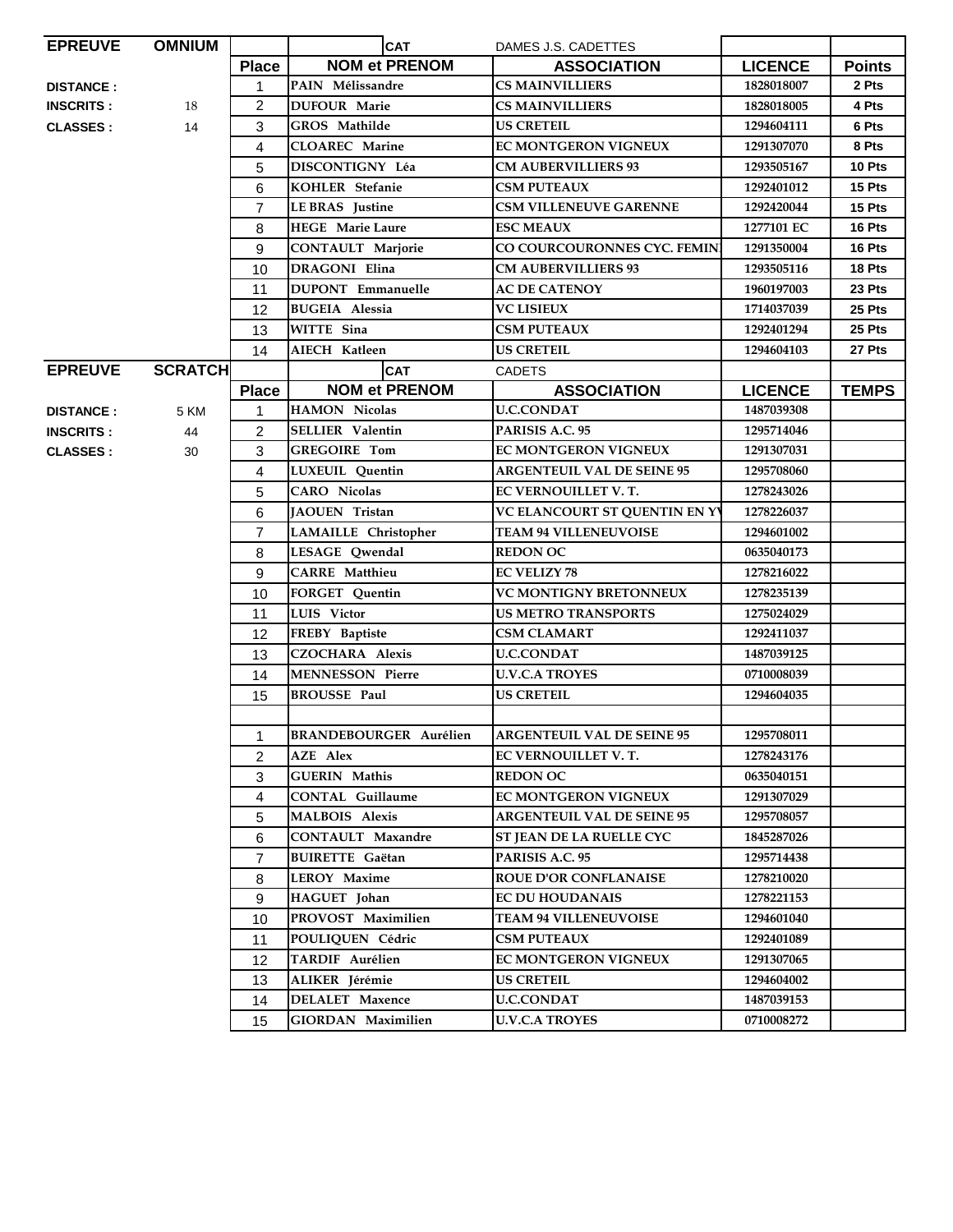| EPREUVE | OMNIUM | | CAT | DAMES J.S. CADETTES | | |
|---|---|---|---|---|---|---|
| | | **Place** | **NOM et PRENOM** | **ASSOCIATION** | **LICENCE** | **Points** |
| **DISTANCE :** | | 1 | PAIN Mélissandre | CS MAINVILLIERS | 1828018007 | 2 Pts |
| **INSCRITS :** | 18 | 2 | DUFOUR Marie | CS MAINVILLIERS | 1828018005 | 4 Pts |
| **CLASSES :** | 14 | 3 | GROS Mathilde | US CRETEIL | 1294604111 | 6 Pts |
| | | 4 | CLOAREC Marine | EC MONTGERON VIGNEUX | 1291307070 | 8 Pts |
| | | 5 | DISCONTIGNY Léa | CM AUBERVILLIERS 93 | 1293505167 | 10 Pts |
| | | 6 | KOHLER Stefanie | CSM PUTEAUX | 1292401012 | 15 Pts |
| | | 7 | LE BRAS Justine | CSM VILLENEUVE GARENNE | 1292420044 | 15 Pts |
| | | 8 | HEGE Marie Laure | ESC MEAUX | 1277101 EC | 16 Pts |
| | | 9 | CONTAULT Marjorie | CO COURCOURONNES CYC. FEMIN | 1291350004 | 16 Pts |
| | | 10 | DRAGONI Elina | CM AUBERVILLIERS 93 | 1293505116 | 18 Pts |
| | | 11 | DUPONT Emmanuelle | AC DE CATENOY | 1960197003 | 23 Pts |
| | | 12 | BUGEIA Alessia | VC LISIEUX | 1714037039 | 25 Pts |
| | | 13 | WITTE Sina | CSM PUTEAUX | 1292401294 | 25 Pts |
| | | 14 | AIECH Katleen | US CRETEIL | 1294604103 | 27 Pts |

| EPREUVE | SCRATCH | | CAT | CADETS | | |
|---|---|---|---|---|---|---|
| | | **Place** | **NOM et PRENOM** | **ASSOCIATION** | **LICENCE** | **TEMPS** |
| **DISTANCE :** | 5 KM | 1 | HAMON Nicolas | U.C.CONDAT | 1487039308 | |
| **INSCRITS :** | 44 | 2 | SELLIER Valentin | PARISIS A.C. 95 | 1295714046 | |
| **CLASSES :** | 30 | 3 | GREGOIRE Tom | EC MONTGERON VIGNEUX | 1291307031 | |
| | | 4 | LUXEUIL Quentin | ARGENTEUIL VAL DE SEINE 95 | 1295708060 | |
| | | 5 | CARO Nicolas | EC VERNOUILLET V. T. | 1278243026 | |
| | | 6 | JAOUEN Tristan | VC ELANCOURT ST QUENTIN EN YV | 1278226037 | |
| | | 7 | LAMAILLE Christopher | TEAM 94 VILLENEUVOISE | 1294601002 | |
| | | 8 | LESAGE Qwendal | REDON OC | 0635040173 | |
| | | 9 | CARRE Matthieu | EC VELIZY 78 | 1278216022 | |
| | | 10 | FORGET Quentin | VC MONTIGNY BRETONNEUX | 1278235139 | |
| | | 11 | LUIS Victor | US METRO TRANSPORTS | 1275024029 | |
| | | 12 | FREBY Baptiste | CSM CLAMART | 1292411037 | |
| | | 13 | CZOCHARA Alexis | U.C.CONDAT | 1487039125 | |
| | | 14 | MENNESSON Pierre | U.V.C.A TROYES | 0710008039 | |
| | | 15 | BROUSSE Paul | US CRETEIL | 1294604035 | |
| | | | | | | |
| | | 1 | BRANDEBOURGER Aurélien | ARGENTEUIL VAL DE SEINE 95 | 1295708011 | |
| | | 2 | AZE Alex | EC VERNOUILLET V. T. | 1278243176 | |
| | | 3 | GUERIN Mathis | REDON OC | 0635040151 | |
| | | 4 | CONTAL Guillaume | EC MONTGERON VIGNEUX | 1291307029 | |
| | | 5 | MALBOIS Alexis | ARGENTEUIL VAL DE SEINE 95 | 1295708057 | |
| | | 6 | CONTAULT Maxandre | ST JEAN DE LA RUELLE CYC | 1845287026 | |
| | | 7 | BUIRETTE Gaëtan | PARISIS A.C. 95 | 1295714438 | |
| | | 8 | LEROY Maxime | ROUE D'OR CONFLANAISE | 1278210020 | |
| | | 9 | HAGUET Johan | EC DU HOUDANAIS | 1278221153 | |
| | | 10 | PROVOST Maximilien | TEAM 94 VILLENEUVOISE | 1294601040 | |
| | | 11 | POULIQUEN Cédric | CSM PUTEAUX | 1292401089 | |
| | | 12 | TARDIF Aurélien | EC MONTGERON VIGNEUX | 1291307065 | |
| | | 13 | ALIKER Jérémie | US CRETEIL | 1294604002 | |
| | | 14 | DELALET Maxence | U.C.CONDAT | 1487039153 | |
| | | 15 | GIORDAN Maximilien | U.V.C.A TROYES | 0710008272 | |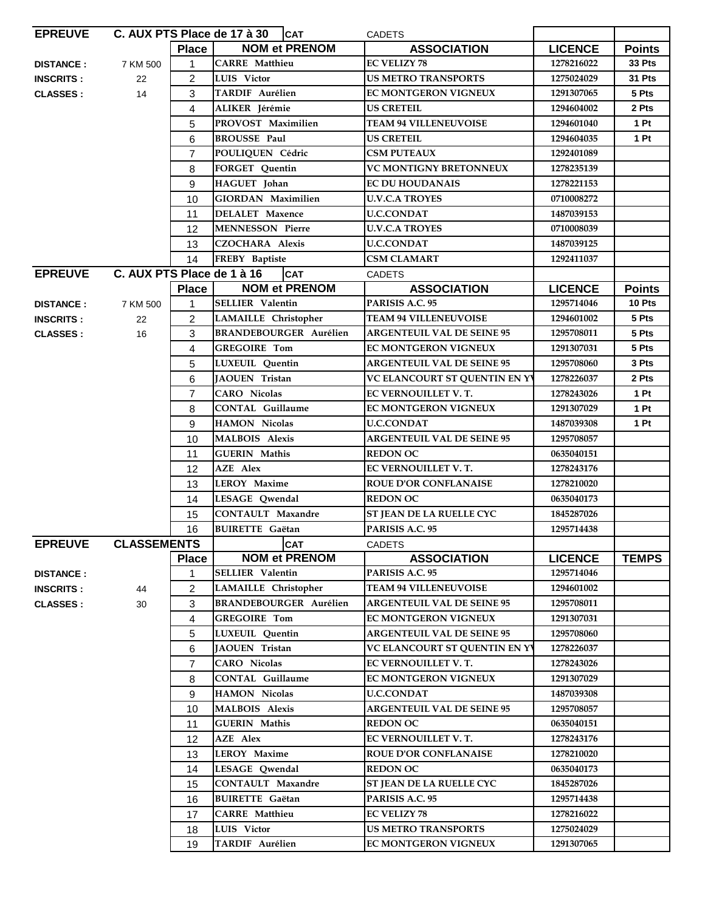| EPREUVE | C. AUX PTS Place de 17 à 30 | | CAT | CADETS | | |
|---|---|---|---|---|---|---|
| | | Place | NOM et PRENOM | ASSOCIATION | LICENCE | Points |
| DISTANCE : | 7 KM 500 | 1 | CARRE Matthieu | EC VELIZY 78 | 1278216022 | 33 Pts |
| INSCRITS : | 22 | 2 | LUIS Victor | US METRO TRANSPORTS | 1275024029 | 31 Pts |
| CLASSES : | 14 | 3 | TARDIF Aurélien | EC MONTGERON VIGNEUX | 1291307065 | 5 Pts |
| | | 4 | ALIKER Jérémie | US CRETEIL | 1294604002 | 2 Pts |
| | | 5 | PROVOST Maximilien | TEAM 94 VILLENEUVOISE | 1294601040 | 1 Pt |
| | | 6 | BROUSSE Paul | US CRETEIL | 1294604035 | 1 Pt |
| | | 7 | POULIQUEN Cédric | CSM PUTEAUX | 1292401089 | |
| | | 8 | FORGET Quentin | VC MONTIGNY BRETONNEUX | 1278235139 | |
| | | 9 | HAGUET Johan | EC DU HOUDANAIS | 1278221153 | |
| | | 10 | GIORDAN Maximilien | U.V.C.A TROYES | 0710008272 | |
| | | 11 | DELALET Maxence | U.C.CONDAT | 1487039153 | |
| | | 12 | MENNESSON Pierre | U.V.C.A TROYES | 0710008039 | |
| | | 13 | CZOCHARA Alexis | U.C.CONDAT | 1487039125 | |
| | | 14 | FREBY Baptiste | CSM CLAMART | 1292411037 | |

| EPREUVE | C. AUX PTS Place de 1 à 16 | | CAT | CADETS | | |
|---|---|---|---|---|---|---|
| | | Place | NOM et PRENOM | ASSOCIATION | LICENCE | Points |
| DISTANCE : | 7 KM 500 | 1 | SELLIER Valentin | PARISIS A.C. 95 | 1295714046 | 10 Pts |
| INSCRITS : | 22 | 2 | LAMAILLE Christopher | TEAM 94 VILLENEUVOISE | 1294601002 | 5 Pts |
| CLASSES : | 16 | 3 | BRANDEBOURGER Aurélien | ARGENTEUIL VAL DE SEINE 95 | 1295708011 | 5 Pts |
| | | 4 | GREGOIRE Tom | EC MONTGERON VIGNEUX | 1291307031 | 5 Pts |
| | | 5 | LUXEUIL Quentin | ARGENTEUIL VAL DE SEINE 95 | 1295708060 | 3 Pts |
| | | 6 | JAOUEN Tristan | VC ELANCOURT ST QUENTIN EN YV | 1278226037 | 2 Pts |
| | | 7 | CARO Nicolas | EC VERNOUILLET V. T. | 1278243026 | 1 Pt |
| | | 8 | CONTAL Guillaume | EC MONTGERON VIGNEUX | 1291307029 | 1 Pt |
| | | 9 | HAMON Nicolas | U.C.CONDAT | 1487039308 | 1 Pt |
| | | 10 | MALBOIS Alexis | ARGENTEUIL VAL DE SEINE 95 | 1295708057 | |
| | | 11 | GUERIN Mathis | REDON OC | 0635040151 | |
| | | 12 | AZE Alex | EC VERNOUILLET V. T. | 1278243176 | |
| | | 13 | LEROY Maxime | ROUE D'OR CONFLANAISE | 1278210020 | |
| | | 14 | LESAGE Qwendal | REDON OC | 0635040173 | |
| | | 15 | CONTAULT Maxandre | ST JEAN DE LA RUELLE CYC | 1845287026 | |
| | | 16 | BUIRETTE Gaëtan | PARISIS A.C. 95 | 1295714438 | |

| EPREUVE | CLASSEMENTS | | CAT | CADETS | | |
|---|---|---|---|---|---|---|
| | | Place | NOM et PRENOM | ASSOCIATION | LICENCE | TEMPS |
| DISTANCE : | | 1 | SELLIER Valentin | PARISIS A.C. 95 | 1295714046 | |
| INSCRITS : | 44 | 2 | LAMAILLE Christopher | TEAM 94 VILLENEUVOISE | 1294601002 | |
| CLASSES : | 30 | 3 | BRANDEBOURGER Aurélien | ARGENTEUIL VAL DE SEINE 95 | 1295708011 | |
| | | 4 | GREGOIRE Tom | EC MONTGERON VIGNEUX | 1291307031 | |
| | | 5 | LUXEUIL Quentin | ARGENTEUIL VAL DE SEINE 95 | 1295708060 | |
| | | 6 | JAOUEN Tristan | VC ELANCOURT ST QUENTIN EN YV | 1278226037 | |
| | | 7 | CARO Nicolas | EC VERNOUILLET V. T. | 1278243026 | |
| | | 8 | CONTAL Guillaume | EC MONTGERON VIGNEUX | 1291307029 | |
| | | 9 | HAMON Nicolas | U.C.CONDAT | 1487039308 | |
| | | 10 | MALBOIS Alexis | ARGENTEUIL VAL DE SEINE 95 | 1295708057 | |
| | | 11 | GUERIN Mathis | REDON OC | 0635040151 | |
| | | 12 | AZE Alex | EC VERNOUILLET V. T. | 1278243176 | |
| | | 13 | LEROY Maxime | ROUE D'OR CONFLANAISE | 1278210020 | |
| | | 14 | LESAGE Qwendal | REDON OC | 0635040173 | |
| | | 15 | CONTAULT Maxandre | ST JEAN DE LA RUELLE CYC | 1845287026 | |
| | | 16 | BUIRETTE Gaëtan | PARISIS A.C. 95 | 1295714438 | |
| | | 17 | CARRE Matthieu | EC VELIZY 78 | 1278216022 | |
| | | 18 | LUIS Victor | US METRO TRANSPORTS | 1275024029 | |
| | | 19 | TARDIF Aurélien | EC MONTGERON VIGNEUX | 1291307065 | |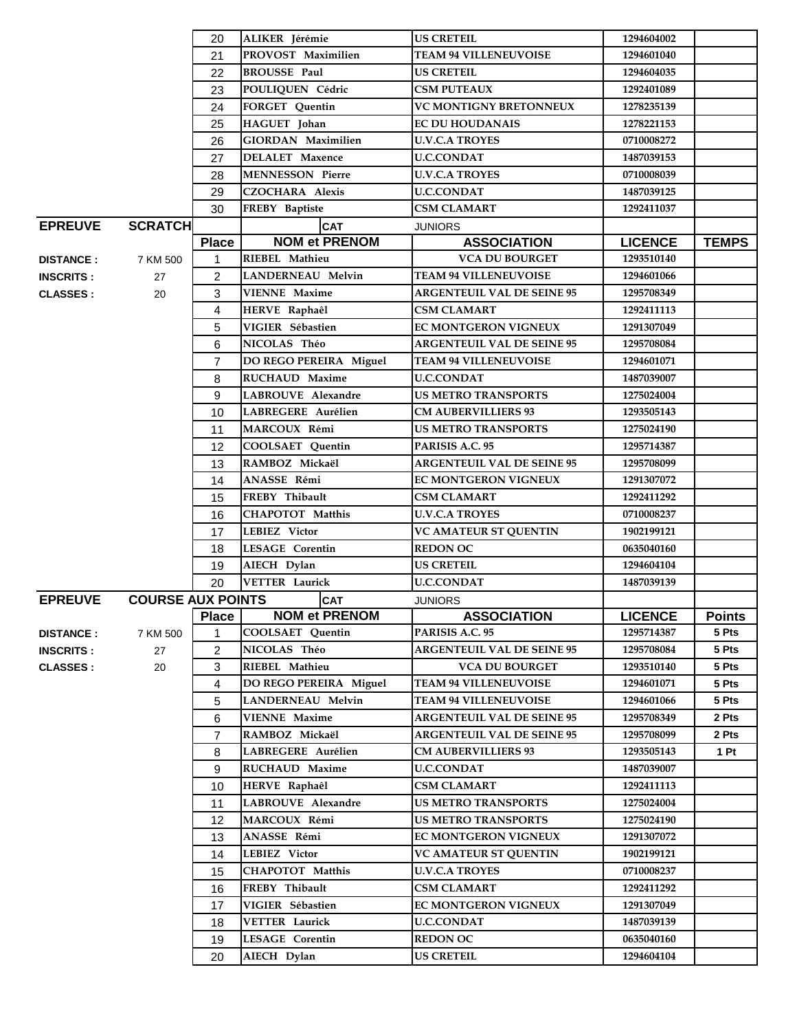| Place | NOM et PRENOM | ASSOCIATION | LICENCE | |
|---|---|---|---|---|
| 20 | ALIKER Jérémie | US CRETEIL | 1294604002 | |
| 21 | PROVOST Maximilien | TEAM 94 VILLENEUVOISE | 1294601040 | |
| 22 | BROUSSE Paul | US CRETEIL | 1294604035 | |
| 23 | POULIQUEN Cédric | CSM PUTEAUX | 1292401089 | |
| 24 | FORGET Quentin | VC MONTIGNY BRETONNEUX | 1278235139 | |
| 25 | HAGUET Johan | EC DU HOUDANAIS | 1278221153 | |
| 26 | GIORDAN Maximilien | U.V.C.A TROYES | 0710008272 | |
| 27 | DELALET Maxence | U.C.CONDAT | 1487039153 | |
| 28 | MENNESSON Pierre | U.V.C.A TROYES | 0710008039 | |
| 29 | CZOCHARA Alexis | U.C.CONDAT | 1487039125 | |
| 30 | FREBY Baptiste | CSM CLAMART | 1292411037 | |

**EPREUVE** SCRATCH — **CAT** JUNIORS

**DISTANCE :** 7 KM 500
**INSCRITS :** 27
**CLASSES :** 20

| Place | NOM et PRENOM | ASSOCIATION | LICENCE | TEMPS |
|---|---|---|---|---|
| 1 | RIEBEL Mathieu | VCA DU BOURGET | 1293510140 | |
| 2 | LANDERNEAU Melvin | TEAM 94 VILLENEUVOISE | 1294601066 | |
| 3 | VIENNE Maxime | ARGENTEUIL VAL DE SEINE 95 | 1295708349 | |
| 4 | HERVE Raphaêl | CSM CLAMART | 1292411113 | |
| 5 | VIGIER Sébastien | EC MONTGERON VIGNEUX | 1291307049 | |
| 6 | NICOLAS Théo | ARGENTEUIL VAL DE SEINE 95 | 1295708084 | |
| 7 | DO REGO PEREIRA Miguel | TEAM 94 VILLENEUVOISE | 1294601071 | |
| 8 | RUCHAUD Maxime | U.C.CONDAT | 1487039007 | |
| 9 | LABROUVE Alexandre | US METRO TRANSPORTS | 1275024004 | |
| 10 | LABREGERE Aurélien | CM AUBERVILLIERS 93 | 1293505143 | |
| 11 | MARCOUX Rémi | US METRO TRANSPORTS | 1275024190 | |
| 12 | COOLSAET Quentin | PARISIS A.C. 95 | 1295714387 | |
| 13 | RAMBOZ Mickaël | ARGENTEUIL VAL DE SEINE 95 | 1295708099 | |
| 14 | ANASSE Rémi | EC MONTGERON VIGNEUX | 1291307072 | |
| 15 | FREBY Thibault | CSM CLAMART | 1292411292 | |
| 16 | CHAPOTOT Matthis | U.V.C.A TROYES | 0710008237 | |
| 17 | LEBIEZ Victor | VC AMATEUR ST QUENTIN | 1902199121 | |
| 18 | LESAGE Corentin | REDON OC | 0635040160 | |
| 19 | AIECH Dylan | US CRETEIL | 1294604104 | |
| 20 | VETTER Laurick | U.C.CONDAT | 1487039139 | |

**EPREUVE** COURSE AUX POINTS — **CAT** JUNIORS

**DISTANCE :** 7 KM 500
**INSCRITS :** 27
**CLASSES :** 20

| Place | NOM et PRENOM | ASSOCIATION | LICENCE | Points |
|---|---|---|---|---|
| 1 | COOLSAET Quentin | PARISIS A.C. 95 | 1295714387 | 5 Pts |
| 2 | NICOLAS Théo | ARGENTEUIL VAL DE SEINE 95 | 1295708084 | 5 Pts |
| 3 | RIEBEL Mathieu | VCA DU BOURGET | 1293510140 | 5 Pts |
| 4 | DO REGO PEREIRA Miguel | TEAM 94 VILLENEUVOISE | 1294601071 | 5 Pts |
| 5 | LANDERNEAU Melvin | TEAM 94 VILLENEUVOISE | 1294601066 | 5 Pts |
| 6 | VIENNE Maxime | ARGENTEUIL VAL DE SEINE 95 | 1295708349 | 2 Pts |
| 7 | RAMBOZ Mickaël | ARGENTEUIL VAL DE SEINE 95 | 1295708099 | 2 Pts |
| 8 | LABREGERE Aurélien | CM AUBERVILLIERS 93 | 1293505143 | 1 Pt |
| 9 | RUCHAUD Maxime | U.C.CONDAT | 1487039007 | |
| 10 | HERVE Raphaêl | CSM CLAMART | 1292411113 | |
| 11 | LABROUVE Alexandre | US METRO TRANSPORTS | 1275024004 | |
| 12 | MARCOUX Rémi | US METRO TRANSPORTS | 1275024190 | |
| 13 | ANASSE Rémi | EC MONTGERON VIGNEUX | 1291307072 | |
| 14 | LEBIEZ Victor | VC AMATEUR ST QUENTIN | 1902199121 | |
| 15 | CHAPOTOT Matthis | U.V.C.A TROYES | 0710008237 | |
| 16 | FREBY Thibault | CSM CLAMART | 1292411292 | |
| 17 | VIGIER Sébastien | EC MONTGERON VIGNEUX | 1291307049 | |
| 18 | VETTER Laurick | U.C.CONDAT | 1487039139 | |
| 19 | LESAGE Corentin | REDON OC | 0635040160 | |
| 20 | AIECH Dylan | US CRETEIL | 1294604104 | |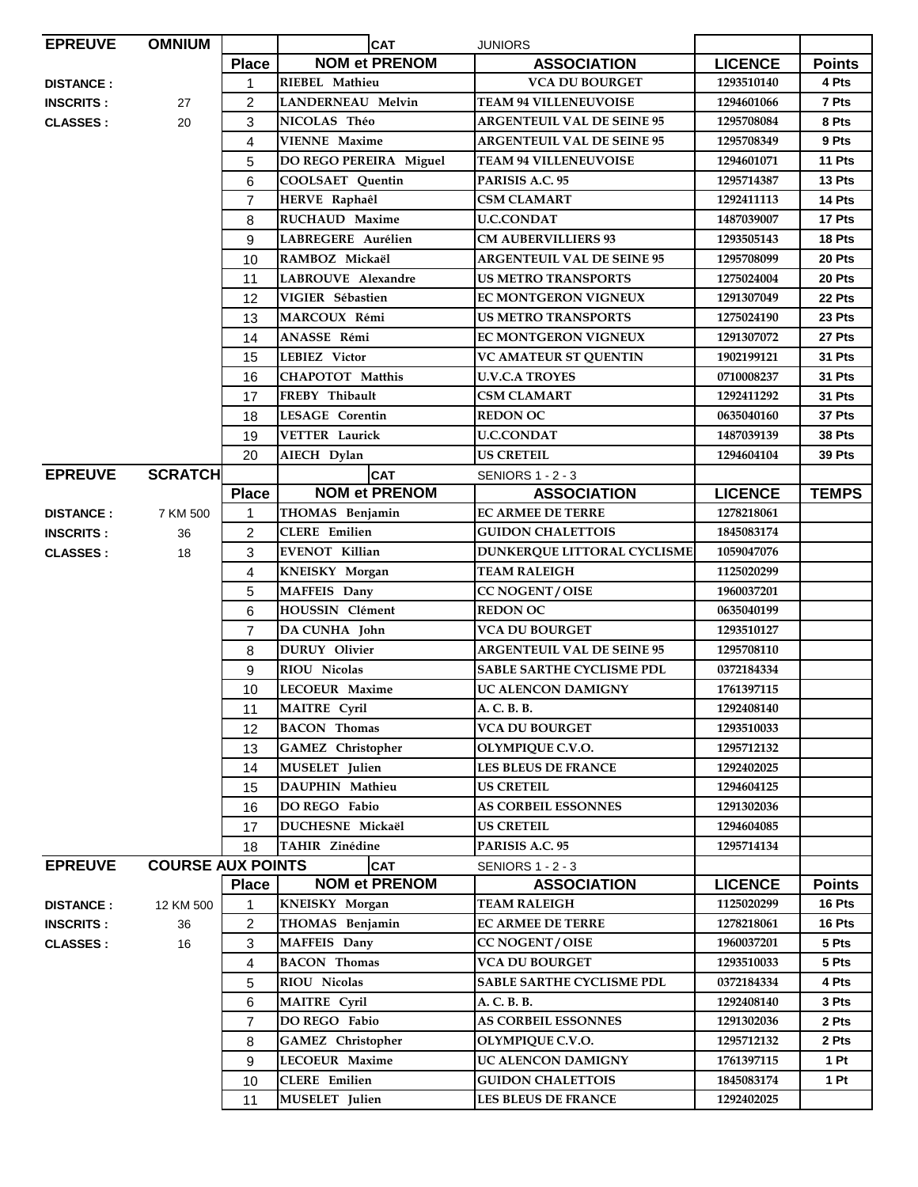| EPREUVE | OMNIUM | | | CAT | JUNIORS | | |
|---|---|---|---|---|---|---|---|
| | | Place | NOM et PRENOM | | ASSOCIATION | LICENCE | Points |
| DISTANCE : | | 1 | RIEBEL Mathieu | | VCA DU BOURGET | 1293510140 | 4 Pts |
| INSCRITS : | 27 | 2 | LANDERNEAU Melvin | | TEAM 94 VILLENEUVOISE | 1294601066 | 7 Pts |
| CLASSES : | 20 | 3 | NICOLAS Théo | | ARGENTEUIL VAL DE SEINE 95 | 1295708084 | 8 Pts |
| | | 4 | VIENNE Maxime | | ARGENTEUIL VAL DE SEINE 95 | 1295708349 | 9 Pts |
| | | 5 | DO REGO PEREIRA Miguel | | TEAM 94 VILLENEUVOISE | 1294601071 | 11 Pts |
| | | 6 | COOLSAET Quentin | | PARISIS A.C. 95 | 1295714387 | 13 Pts |
| | | 7 | HERVE Raphaêl | | CSM CLAMART | 1292411113 | 14 Pts |
| | | 8 | RUCHAUD Maxime | | U.C.CONDAT | 1487039007 | 17 Pts |
| | | 9 | LABREGERE Aurélien | | CM AUBERVILLIERS 93 | 1293505143 | 18 Pts |
| | | 10 | RAMBOZ Mickaël | | ARGENTEUIL VAL DE SEINE 95 | 1295708099 | 20 Pts |
| | | 11 | LABROUVE Alexandre | | US METRO TRANSPORTS | 1275024004 | 20 Pts |
| | | 12 | VIGIER Sébastien | | EC MONTGERON VIGNEUX | 1291307049 | 22 Pts |
| | | 13 | MARCOUX Rémi | | US METRO TRANSPORTS | 1275024190 | 23 Pts |
| | | 14 | ANASSE Rémi | | EC MONTGERON VIGNEUX | 1291307072 | 27 Pts |
| | | 15 | LEBIEZ Victor | | VC AMATEUR ST QUENTIN | 1902199121 | 31 Pts |
| | | 16 | CHAPOTOT Matthis | | U.V.C.A TROYES | 0710008237 | 31 Pts |
| | | 17 | FREBY Thibault | | CSM CLAMART | 1292411292 | 31 Pts |
| | | 18 | LESAGE Corentin | | REDON OC | 0635040160 | 37 Pts |
| | | 19 | VETTER Laurick | | U.C.CONDAT | 1487039139 | 38 Pts |
| | | 20 | AIECH Dylan | | US CRETEIL | 1294604104 | 39 Pts |

| EPREUVE | SCRATCH | | | CAT | SENIORS 1 - 2 - 3 | | |
|---|---|---|---|---|---|---|---|
| | | Place | NOM et PRENOM | | ASSOCIATION | LICENCE | TEMPS |
| DISTANCE : | 7 KM 500 | 1 | THOMAS Benjamin | | EC ARMEE DE TERRE | 1278218061 | |
| INSCRITS : | 36 | 2 | CLERE Emilien | | GUIDON CHALETTOIS | 1845083174 | |
| CLASSES : | 18 | 3 | EVENOT Killian | | DUNKERQUE LITTORAL CYCLISME | 1059047076 | |
| | | 4 | KNEISKY Morgan | | TEAM RALEIGH | 1125020299 | |
| | | 5 | MAFFEIS Dany | | CC NOGENT / OISE | 1960037201 | |
| | | 6 | HOUSSIN Clément | | REDON OC | 0635040199 | |
| | | 7 | DA CUNHA John | | VCA DU BOURGET | 1293510127 | |
| | | 8 | DURUY Olivier | | ARGENTEUIL VAL DE SEINE 95 | 1295708110 | |
| | | 9 | RIOU Nicolas | | SABLE SARTHE CYCLISME PDL | 0372184334 | |
| | | 10 | LECOEUR Maxime | | UC ALENCON DAMIGNY | 1761397115 | |
| | | 11 | MAITRE Cyril | | A. C. B. B. | 1292408140 | |
| | | 12 | BACON Thomas | | VCA DU BOURGET | 1293510033 | |
| | | 13 | GAMEZ Christopher | | OLYMPIQUE C.V.O. | 1295712132 | |
| | | 14 | MUSELET Julien | | LES BLEUS DE FRANCE | 1292402025 | |
| | | 15 | DAUPHIN Mathieu | | US CRETEIL | 1294604125 | |
| | | 16 | DO REGO Fabio | | AS CORBEIL ESSONNES | 1291302036 | |
| | | 17 | DUCHESNE Mickaël | | US CRETEIL | 1294604085 | |
| | | 18 | TAHIR Zinédine | | PARISIS A.C. 95 | 1295714134 | |

| EPREUVE | COURSE AUX POINTS | | | CAT | SENIORS 1 - 2 - 3 | | |
|---|---|---|---|---|---|---|---|
| | | Place | NOM et PRENOM | | ASSOCIATION | LICENCE | Points |
| DISTANCE : | 12 KM 500 | 1 | KNEISKY Morgan | | TEAM RALEIGH | 1125020299 | 16 Pts |
| INSCRITS : | 36 | 2 | THOMAS Benjamin | | EC ARMEE DE TERRE | 1278218061 | 16 Pts |
| CLASSES : | 16 | 3 | MAFFEIS Dany | | CC NOGENT / OISE | 1960037201 | 5 Pts |
| | | 4 | BACON Thomas | | VCA DU BOURGET | 1293510033 | 5 Pts |
| | | 5 | RIOU Nicolas | | SABLE SARTHE CYCLISME PDL | 0372184334 | 4 Pts |
| | | 6 | MAITRE Cyril | | A. C. B. B. | 1292408140 | 3 Pts |
| | | 7 | DO REGO Fabio | | AS CORBEIL ESSONNES | 1291302036 | 2 Pts |
| | | 8 | GAMEZ Christopher | | OLYMPIQUE C.V.O. | 1295712132 | 2 Pts |
| | | 9 | LECOEUR Maxime | | UC ALENCON DAMIGNY | 1761397115 | 1 Pt |
| | | 10 | CLERE Emilien | | GUIDON CHALETTOIS | 1845083174 | 1 Pt |
| | | 11 | MUSELET Julien | | LES BLEUS DE FRANCE | 1292402025 | |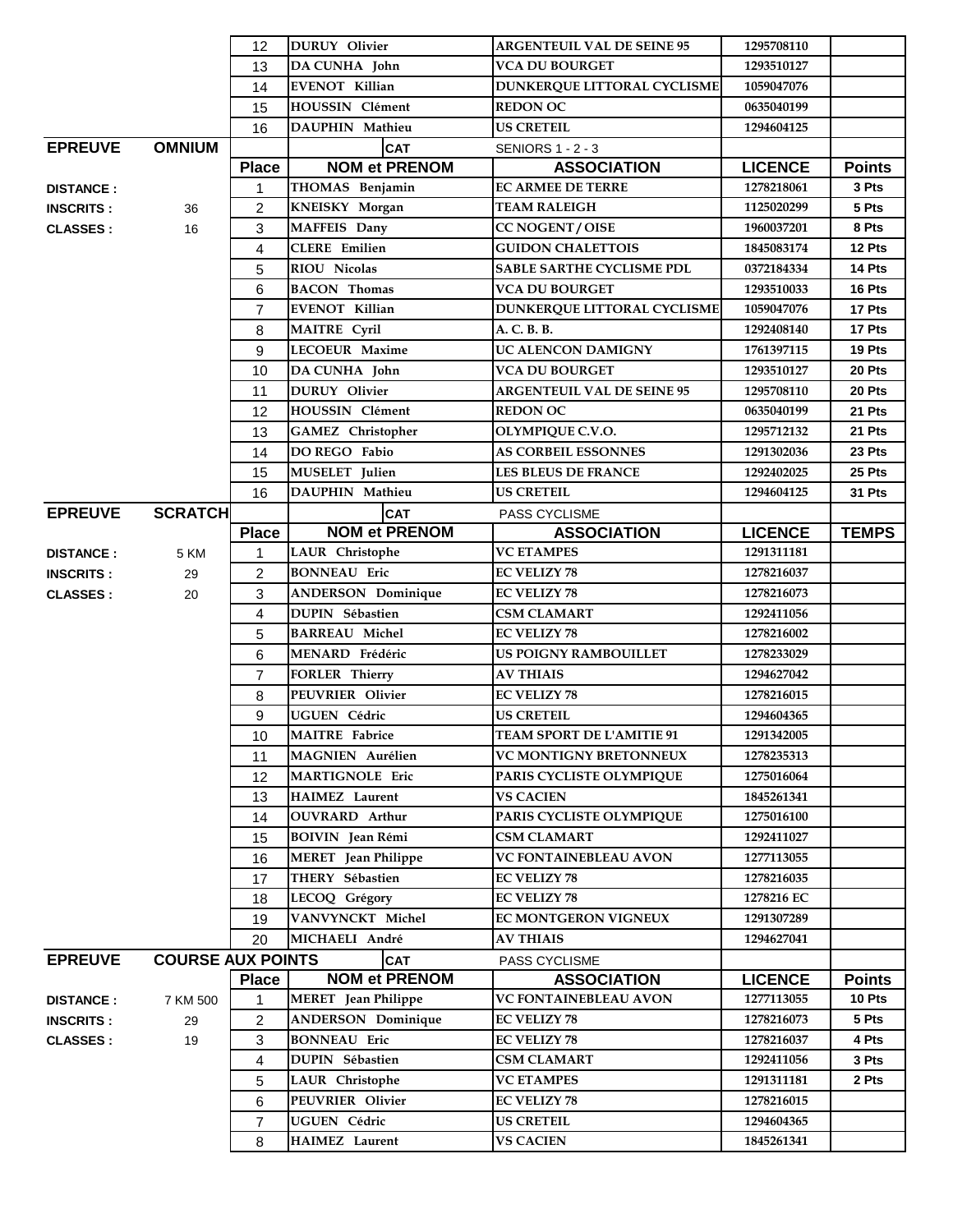| | | Place | NOM et PRENOM | ASSOCIATION | LICENCE | Points |
|---|---|---|---|---|---|---|
| | | 12 | DURUY Olivier | ARGENTEUIL VAL DE SEINE 95 | 1295708110 | |
| | | 13 | DA CUNHA John | VCA DU BOURGET | 1293510127 | |
| | | 14 | EVENOT Killian | DUNKERQUE LITTORAL CYCLISME | 1059047076 | |
| | | 15 | HOUSSIN Clément | REDON OC | 0635040199 | |
| | | 16 | DAUPHIN Mathieu | US CRETEIL | 1294604125 | |

| EPREUVE | OMNIUM | | CAT | SENIORS 1 - 2 - 3 | | |
|---|---|---|---|---|---|---|
| | | **Place** | **NOM et PRENOM** | **ASSOCIATION** | **LICENCE** | **Points** |
| DISTANCE : | | 1 | THOMAS Benjamin | EC ARMEE DE TERRE | 1278218061 | 3 Pts |
| INSCRITS : | 36 | 2 | KNEISKY Morgan | TEAM RALEIGH | 1125020299 | 5 Pts |
| CLASSES : | 16 | 3 | MAFFEIS Dany | CC NOGENT / OISE | 1960037201 | 8 Pts |
| | | 4 | CLERE Emilien | GUIDON CHALETTOIS | 1845083174 | 12 Pts |
| | | 5 | RIOU Nicolas | SABLE SARTHE CYCLISME PDL | 0372184334 | 14 Pts |
| | | 6 | BACON Thomas | VCA DU BOURGET | 1293510033 | 16 Pts |
| | | 7 | EVENOT Killian | DUNKERQUE LITTORAL CYCLISME | 1059047076 | 17 Pts |
| | | 8 | MAITRE Cyril | A. C. B. B. | 1292408140 | 17 Pts |
| | | 9 | LECOEUR Maxime | UC ALENCON DAMIGNY | 1761397115 | 19 Pts |
| | | 10 | DA CUNHA John | VCA DU BOURGET | 1293510127 | 20 Pts |
| | | 11 | DURUY Olivier | ARGENTEUIL VAL DE SEINE 95 | 1295708110 | 20 Pts |
| | | 12 | HOUSSIN Clément | REDON OC | 0635040199 | 21 Pts |
| | | 13 | GAMEZ Christopher | OLYMPIQUE C.V.O. | 1295712132 | 21 Pts |
| | | 14 | DO REGO Fabio | AS CORBEIL ESSONNES | 1291302036 | 23 Pts |
| | | 15 | MUSELET Julien | LES BLEUS DE FRANCE | 1292402025 | 25 Pts |
| | | 16 | DAUPHIN Mathieu | US CRETEIL | 1294604125 | 31 Pts |

| EPREUVE | SCRATCH | | CAT | PASS CYCLISME | | |
|---|---|---|---|---|---|---|
| | | **Place** | **NOM et PRENOM** | **ASSOCIATION** | **LICENCE** | **TEMPS** |
| DISTANCE : | 5 KM | 1 | LAUR Christophe | VC ETAMPES | 1291311181 | |
| INSCRITS : | 29 | 2 | BONNEAU Eric | EC VELIZY 78 | 1278216037 | |
| CLASSES : | 20 | 3 | ANDERSON Dominique | EC VELIZY 78 | 1278216073 | |
| | | 4 | DUPIN Sébastien | CSM CLAMART | 1292411056 | |
| | | 5 | BARREAU Michel | EC VELIZY 78 | 1278216002 | |
| | | 6 | MENARD Frédéric | US POIGNY RAMBOUILLET | 1278233029 | |
| | | 7 | FORLER Thierry | AV THIAIS | 1294627042 | |
| | | 8 | PEUVRIER Olivier | EC VELIZY 78 | 1278216015 | |
| | | 9 | UGUEN Cédric | US CRETEIL | 1294604365 | |
| | | 10 | MAITRE Fabrice | TEAM SPORT DE L'AMITIE 91 | 1291342005 | |
| | | 11 | MAGNIEN Aurélien | VC MONTIGNY BRETONNEUX | 1278235313 | |
| | | 12 | MARTIGNOLE Eric | PARIS CYCLISTE OLYMPIQUE | 1275016064 | |
| | | 13 | HAIMEZ Laurent | VS CACIEN | 1845261341 | |
| | | 14 | OUVRARD Arthur | PARIS CYCLISTE OLYMPIQUE | 1275016100 | |
| | | 15 | BOIVIN Jean Rémi | CSM CLAMART | 1292411027 | |
| | | 16 | MERET Jean Philippe | VC FONTAINEBLEAU AVON | 1277113055 | |
| | | 17 | THERY Sébastien | EC VELIZY 78 | 1278216035 | |
| | | 18 | LECOQ Grégory | EC VELIZY 78 | 1278216 EC | |
| | | 19 | VANVYNCKT Michel | EC MONTGERON VIGNEUX | 1291307289 | |
| | | 20 | MICHAELI André | AV THIAIS | 1294627041 | |

| EPREUVE | COURSE AUX POINTS | | CAT | PASS CYCLISME | | |
|---|---|---|---|---|---|---|
| | | **Place** | **NOM et PRENOM** | **ASSOCIATION** | **LICENCE** | **Points** |
| DISTANCE : | 7 KM 500 | 1 | MERET Jean Philippe | VC FONTAINEBLEAU AVON | 1277113055 | 10 Pts |
| INSCRITS : | 29 | 2 | ANDERSON Dominique | EC VELIZY 78 | 1278216073 | 5 Pts |
| CLASSES : | 19 | 3 | BONNEAU Eric | EC VELIZY 78 | 1278216037 | 4 Pts |
| | | 4 | DUPIN Sébastien | CSM CLAMART | 1292411056 | 3 Pts |
| | | 5 | LAUR Christophe | VC ETAMPES | 1291311181 | 2 Pts |
| | | 6 | PEUVRIER Olivier | EC VELIZY 78 | 1278216015 | |
| | | 7 | UGUEN Cédric | US CRETEIL | 1294604365 | |
| | | 8 | HAIMEZ Laurent | VS CACIEN | 1845261341 | |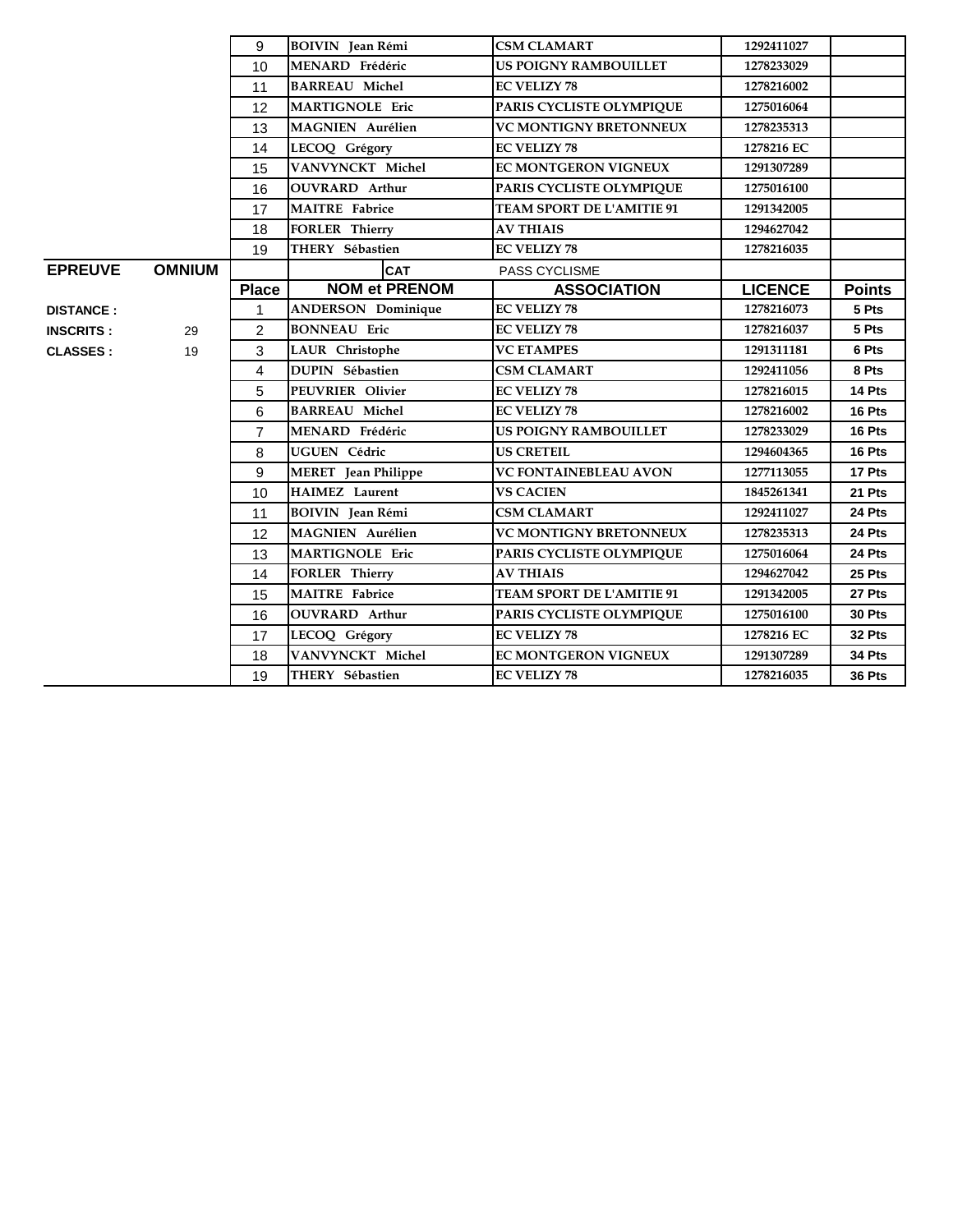| | | Place | NOM et PRENOM | ASSOCIATION | LICENCE | Points |
|---|---|---|---|---|---|---|
| | | 9 | BOIVIN Jean Rémi | CSM CLAMART | 1292411027 | |
| | | 10 | MENARD Frédéric | US POIGNY RAMBOUILLET | 1278233029 | |
| | | 11 | BARREAU Michel | EC VELIZY 78 | 1278216002 | |
| | | 12 | MARTIGNOLE Eric | PARIS CYCLISTE OLYMPIQUE | 1275016064 | |
| | | 13 | MAGNIEN Aurélien | VC MONTIGNY BRETONNEUX | 1278235313 | |
| | | 14 | LECOQ Grégory | EC VELIZY 78 | 1278216 EC | |
| | | 15 | VANVYNCKT Michel | EC MONTGERON VIGNEUX | 1291307289 | |
| | | 16 | OUVRARD Arthur | PARIS CYCLISTE OLYMPIQUE | 1275016100 | |
| | | 17 | MAITRE Fabrice | TEAM SPORT DE L'AMITIE 91 | 1291342005 | |
| | | 18 | FORLER Thierry | AV THIAIS | 1294627042 | |
| | | 19 | THERY Sébastien | EC VELIZY 78 | 1278216035 | |

| EPREUVE | OMNIUM | | CAT | PASS CYCLISME | | |
|---|---|---|---|---|---|---|
| | | Place | NOM et PRENOM | ASSOCIATION | LICENCE | Points |
| DISTANCE : | | 1 | ANDERSON Dominique | EC VELIZY 78 | 1278216073 | 5 Pts |
| INSCRITS : | 29 | 2 | BONNEAU Eric | EC VELIZY 78 | 1278216037 | 5 Pts |
| CLASSES : | 19 | 3 | LAUR Christophe | VC ETAMPES | 1291311181 | 6 Pts |
| | | 4 | DUPIN Sébastien | CSM CLAMART | 1292411056 | 8 Pts |
| | | 5 | PEUVRIER Olivier | EC VELIZY 78 | 1278216015 | 14 Pts |
| | | 6 | BARREAU Michel | EC VELIZY 78 | 1278216002 | 16 Pts |
| | | 7 | MENARD Frédéric | US POIGNY RAMBOUILLET | 1278233029 | 16 Pts |
| | | 8 | UGUEN Cédric | US CRETEIL | 1294604365 | 16 Pts |
| | | 9 | MERET Jean Philippe | VC FONTAINEBLEAU AVON | 1277113055 | 17 Pts |
| | | 10 | HAIMEZ Laurent | VS CACIEN | 1845261341 | 21 Pts |
| | | 11 | BOIVIN Jean Rémi | CSM CLAMART | 1292411027 | 24 Pts |
| | | 12 | MAGNIEN Aurélien | VC MONTIGNY BRETONNEUX | 1278235313 | 24 Pts |
| | | 13 | MARTIGNOLE Eric | PARIS CYCLISTE OLYMPIQUE | 1275016064 | 24 Pts |
| | | 14 | FORLER Thierry | AV THIAIS | 1294627042 | 25 Pts |
| | | 15 | MAITRE Fabrice | TEAM SPORT DE L'AMITIE 91 | 1291342005 | 27 Pts |
| | | 16 | OUVRARD Arthur | PARIS CYCLISTE OLYMPIQUE | 1275016100 | 30 Pts |
| | | 17 | LECOQ Grégory | EC VELIZY 78 | 1278216 EC | 32 Pts |
| | | 18 | VANVYNCKT Michel | EC MONTGERON VIGNEUX | 1291307289 | 34 Pts |
| | | 19 | THERY Sébastien | EC VELIZY 78 | 1278216035 | 36 Pts |